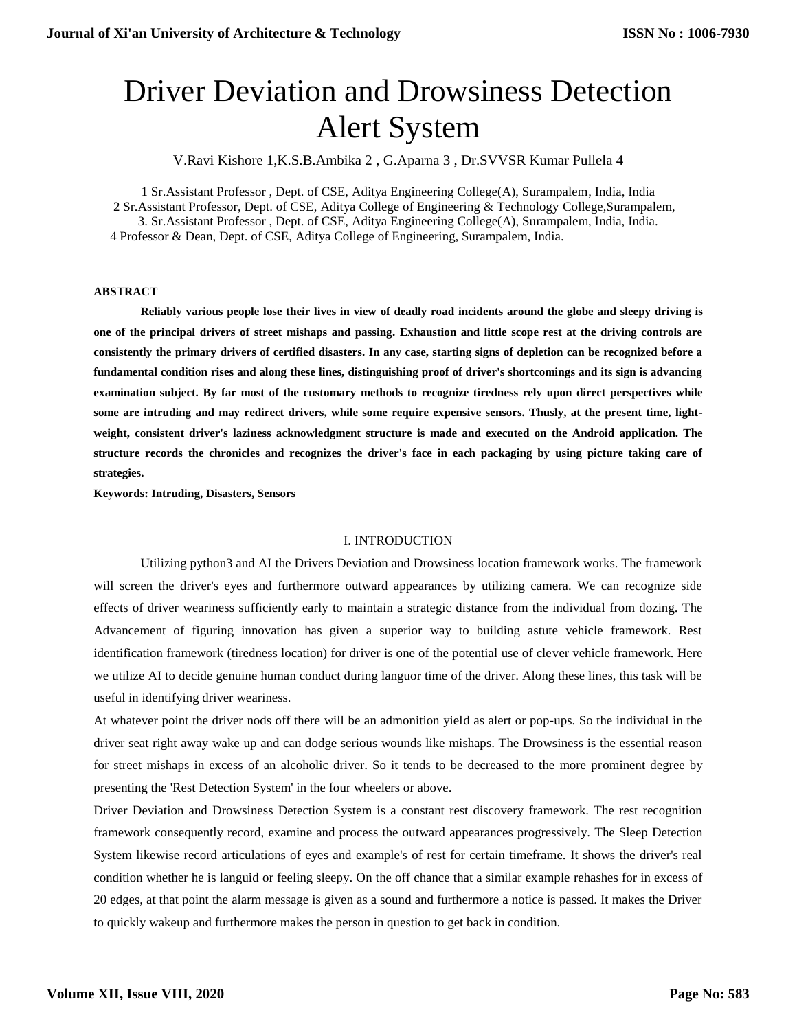# Driver Deviation and Drowsiness Detection Alert System

V.Ravi Kishore 1,K.S.B.Ambika 2 , G.Aparna 3 , Dr.SVVSR Kumar Pullela 4

1 Sr.Assistant Professor , Dept. of CSE, Aditya Engineering College(A), Surampalem, India, India
2 Sr.Assistant Professor, Dept. of CSE, Aditya College of Engineering & Technology College,Surampalem,
3. Sr.Assistant Professor , Dept. of CSE, Aditya Engineering College(A), Surampalem, India, India.
4 Professor & Dean, Dept. of CSE, Aditya College of Engineering, Surampalem, India.

**ABSTRACT**

**Reliably various people lose their lives in view of deadly road incidents around the globe and sleepy driving is one of the principal drivers of street mishaps and passing. Exhaustion and little scope rest at the driving controls are consistently the primary drivers of certified disasters. In any case, starting signs of depletion can be recognized before a fundamental condition rises and along these lines, distinguishing proof of driver's shortcomings and its sign is advancing examination subject. By far most of the customary methods to recognize tiredness rely upon direct perspectives while some are intruding and may redirect drivers, while some require expensive sensors. Thusly, at the present time, light-weight, consistent driver's laziness acknowledgment structure is made and executed on the Android application. The structure records the chronicles and recognizes the driver's face in each packaging by using picture taking care of strategies.**

**Keywords: Intruding, Disasters, Sensors**

## I. INTRODUCTION

Utilizing python3 and AI the Drivers Deviation and Drowsiness location framework works. The framework will screen the driver's eyes and furthermore outward appearances by utilizing camera. We can recognize side effects of driver weariness sufficiently early to maintain a strategic distance from the individual from dozing. The Advancement of figuring innovation has given a superior way to building astute vehicle framework. Rest identification framework (tiredness location) for driver is one of the potential use of clever vehicle framework. Here we utilize AI to decide genuine human conduct during languor time of the driver. Along these lines, this task will be useful in identifying driver weariness.

At whatever point the driver nods off there will be an admonition yield as alert or pop-ups. So the individual in the driver seat right away wake up and can dodge serious wounds like mishaps. The Drowsiness is the essential reason for street mishaps in excess of an alcoholic driver. So it tends to be decreased to the more prominent degree by presenting the 'Rest Detection System' in the four wheelers or above.

Driver Deviation and Drowsiness Detection System is a constant rest discovery framework. The rest recognition framework consequently record, examine and process the outward appearances progressively. The Sleep Detection System likewise record articulations of eyes and example's of rest for certain timeframe. It shows the driver's real condition whether he is languid or feeling sleepy. On the off chance that a similar example rehashes for in excess of 20 edges, at that point the alarm message is given as a sound and furthermore a notice is passed. It makes the Driver to quickly wakeup and furthermore makes the person in question to get back in condition.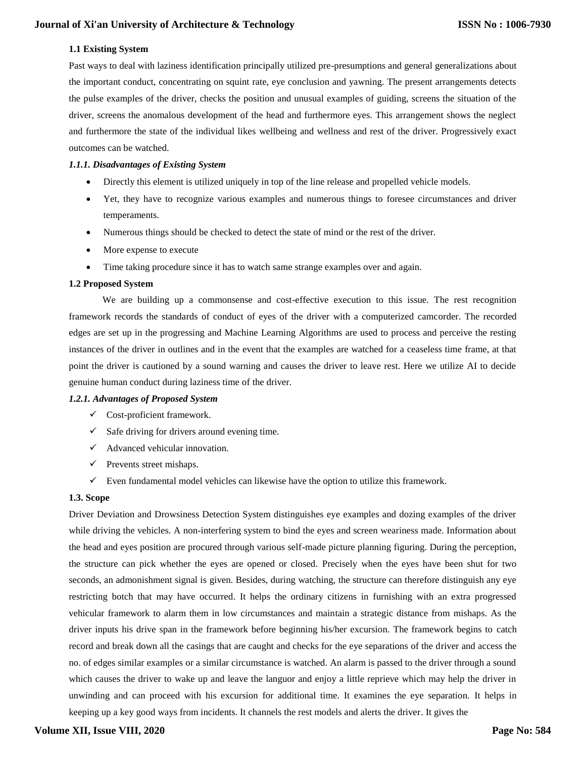### 1.1 Existing System

Past ways to deal with laziness identification principally utilized pre-presumptions and general generalizations about the important conduct, concentrating on squint rate, eye conclusion and yawning. The present arrangements detects the pulse examples of the driver, checks the position and unusual examples of guiding, screens the situation of the driver, screens the anomalous development of the head and furthermore eyes. This arrangement shows the neglect and furthermore the state of the individual likes wellbeing and wellness and rest of the driver. Progressively exact outcomes can be watched.

#### *1.1.1. Disadvantages of Existing System*

- Directly this element is utilized uniquely in top of the line release and propelled vehicle models.
- Yet, they have to recognize various examples and numerous things to foresee circumstances and driver temperaments.
- Numerous things should be checked to detect the state of mind or the rest of the driver.
- More expense to execute
- Time taking procedure since it has to watch same strange examples over and again.

### 1.2 Proposed System

We are building up a commonsense and cost-effective execution to this issue. The rest recognition framework records the standards of conduct of eyes of the driver with a computerized camcorder. The recorded edges are set up in the progressing and Machine Learning Algorithms are used to process and perceive the resting instances of the driver in outlines and in the event that the examples are watched for a ceaseless time frame, at that point the driver is cautioned by a sound warning and causes the driver to leave rest. Here we utilize AI to decide genuine human conduct during laziness time of the driver.

#### *1.2.1. Advantages of Proposed System*

- ✓ Cost-proficient framework.
- ✓ Safe driving for drivers around evening time.
- ✓ Advanced vehicular innovation.
- ✓ Prevents street mishaps.
- ✓ Even fundamental model vehicles can likewise have the option to utilize this framework.

### 1.3. Scope

Driver Deviation and Drowsiness Detection System distinguishes eye examples and dozing examples of the driver while driving the vehicles. A non-interfering system to bind the eyes and screen weariness made. Information about the head and eyes position are procured through various self-made picture planning figuring. During the perception, the structure can pick whether the eyes are opened or closed. Precisely when the eyes have been shut for two seconds, an admonishment signal is given. Besides, during watching, the structure can therefore distinguish any eye restricting botch that may have occurred. It helps the ordinary citizens in furnishing with an extra progressed vehicular framework to alarm them in low circumstances and maintain a strategic distance from mishaps. As the driver inputs his drive span in the framework before beginning his/her excursion. The framework begins to catch record and break down all the casings that are caught and checks for the eye separations of the driver and access the no. of edges similar examples or a similar circumstance is watched. An alarm is passed to the driver through a sound which causes the driver to wake up and leave the languor and enjoy a little reprieve which may help the driver in unwinding and can proceed with his excursion for additional time. It examines the eye separation. It helps in keeping up a key good ways from incidents. It channels the rest models and alerts the driver. It gives the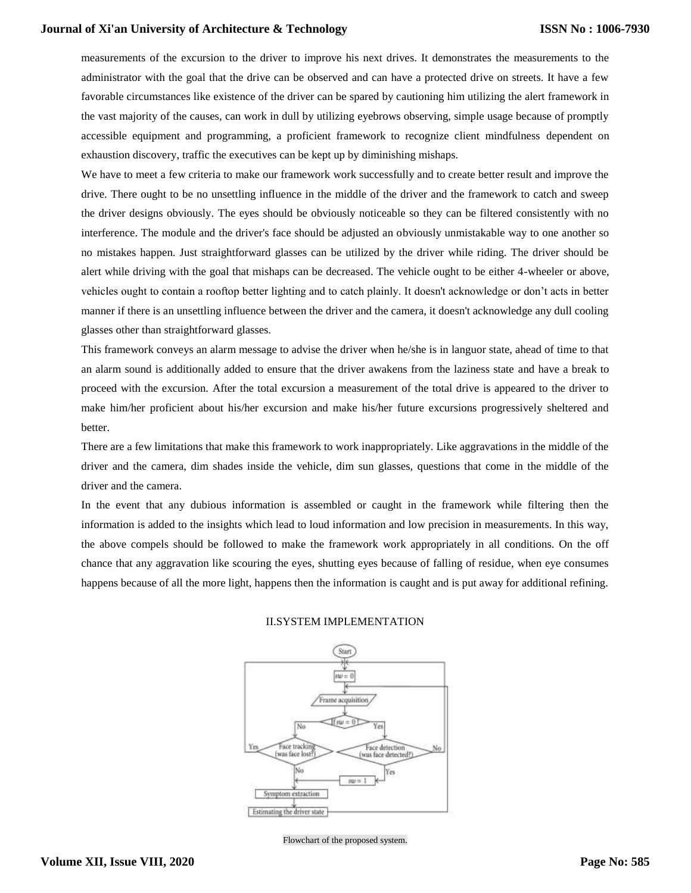measurements of the excursion to the driver to improve his next drives. It demonstrates the measurements to the administrator with the goal that the drive can be observed and can have a protected drive on streets. It have a few favorable circumstances like existence of the driver can be spared by cautioning him utilizing the alert framework in the vast majority of the causes, can work in dull by utilizing eyebrows observing, simple usage because of promptly accessible equipment and programming, a proficient framework to recognize client mindfulness dependent on exhaustion discovery, traffic the executives can be kept up by diminishing mishaps.

We have to meet a few criteria to make our framework work successfully and to create better result and improve the drive. There ought to be no unsettling influence in the middle of the driver and the framework to catch and sweep the driver designs obviously. The eyes should be obviously noticeable so they can be filtered consistently with no interference. The module and the driver's face should be adjusted an obviously unmistakable way to one another so no mistakes happen. Just straightforward glasses can be utilized by the driver while riding. The driver should be alert while driving with the goal that mishaps can be decreased. The vehicle ought to be either 4-wheeler or above, vehicles ought to contain a rooftop better lighting and to catch plainly. It doesn't acknowledge or don't acts in better manner if there is an unsettling influence between the driver and the camera, it doesn't acknowledge any dull cooling glasses other than straightforward glasses.

This framework conveys an alarm message to advise the driver when he/she is in languor state, ahead of time to that an alarm sound is additionally added to ensure that the driver awakens from the laziness state and have a break to proceed with the excursion. After the total excursion a measurement of the total drive is appeared to the driver to make him/her proficient about his/her excursion and make his/her future excursions progressively sheltered and better.

There are a few limitations that make this framework to work inappropriately. Like aggravations in the middle of the driver and the camera, dim shades inside the vehicle, dim sun glasses, questions that come in the middle of the driver and the camera.

In the event that any dubious information is assembled or caught in the framework while filtering then the information is added to the insights which lead to loud information and low precision in measurements. In this way, the above compels should be followed to make the framework work appropriately in all conditions. On the off chance that any aggravation like scouring the eyes, shutting eyes because of falling of residue, when eye consumes happens because of all the more light, happens then the information is caught and is put away for additional refining.

## II.SYSTEM IMPLEMENTATION

Flowchart of the proposed system.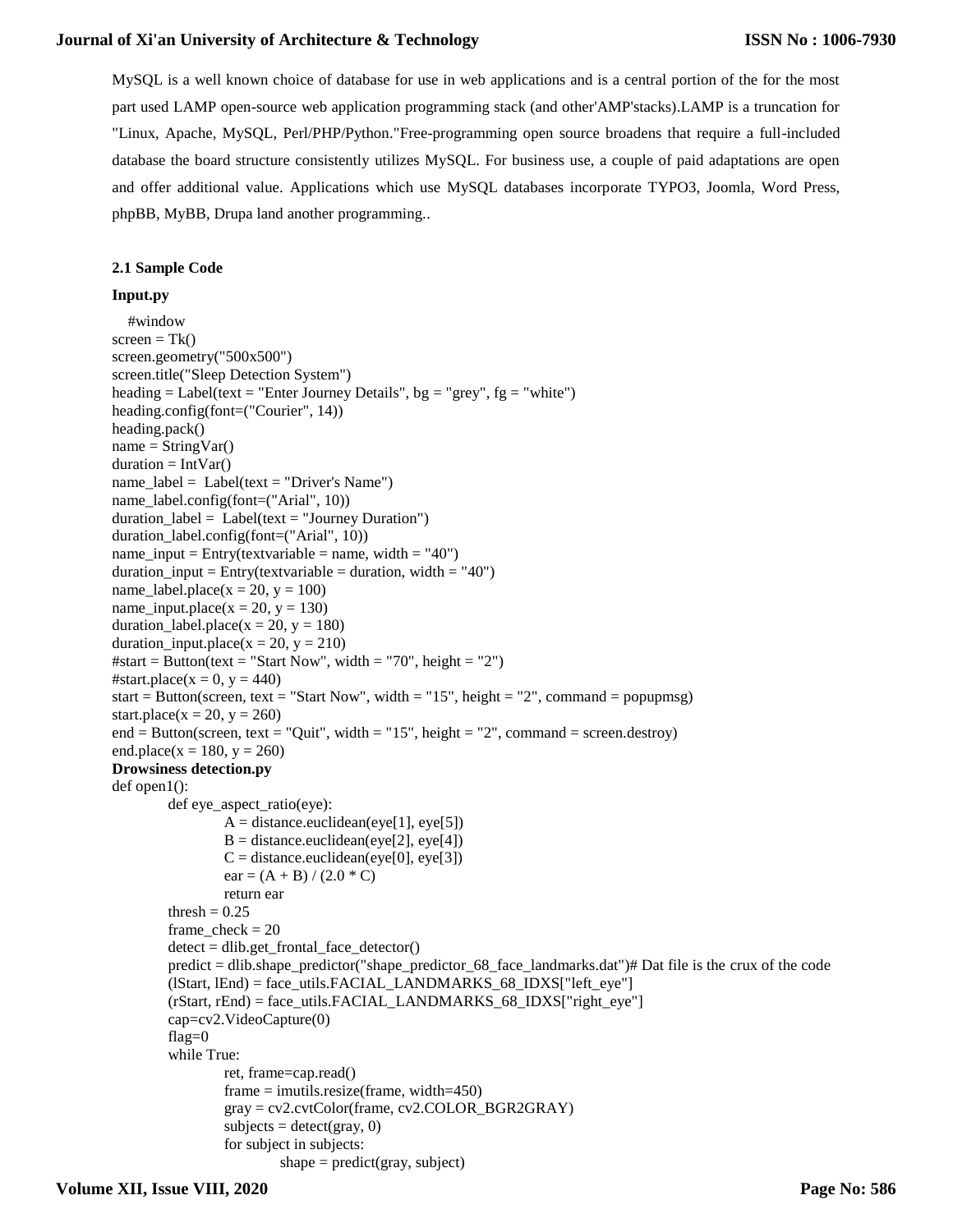MySQL is a well known choice of database for use in web applications and is a central portion of the for the most part used LAMP open-source web application programming stack (and other'AMP'stacks).LAMP is a truncation for "Linux, Apache, MySQL, Perl/PHP/Python."Free-programming open source broadens that require a full-included database the board structure consistently utilizes MySQL. For business use, a couple of paid adaptations are open and offer additional value. Applications which use MySQL databases incorporate TYPO3, Joomla, Word Press, phpBB, MyBB, Drupa land another programming..

### 2.1 Sample Code

**Input.py**

```
   #window
screen = Tk()
screen.geometry("500x500")
screen.title("Sleep Detection System")
heading = Label(text = "Enter Journey Details", bg = "grey", fg = "white")
heading.config(font=("Courier", 14))
heading.pack()
name = StringVar()
duration = IntVar()
name_label =  Label(text = "Driver's Name")
name_label.config(font=("Arial", 10))
duration_label =  Label(text = "Journey Duration")
duration_label.config(font=("Arial", 10))
name_input = Entry(textvariable = name, width = "40")
duration_input = Entry(textvariable = duration, width = "40")
name_label.place(x = 20, y = 100)
name_input.place(x = 20, y = 130)
duration_label.place(x = 20, y = 180)
duration_input.place(x = 20, y = 210)
#start = Button(text = "Start Now", width = "70", height = "2")
#start.place(x = 0, y = 440)
start = Button(screen, text = "Start Now", width = "15", height = "2", command = popupmsg)
start.place(x = 20, y = 260)
end = Button(screen, text = "Quit", width = "15", height = "2", command = screen.destroy)
end.place(x = 180, y = 260)
```

**Drowsiness detection.py**

```
def open1():
        def eye_aspect_ratio(eye):
                A = distance.euclidean(eye[1], eye[5])
                B = distance.euclidean(eye[2], eye[4])
                C = distance.euclidean(eye[0], eye[3])
                ear = (A + B) / (2.0 * C)
                return ear
        thresh = 0.25
        frame_check = 20
        detect = dlib.get_frontal_face_detector()
        predict = dlib.shape_predictor("shape_predictor_68_face_landmarks.dat")# Dat file is the crux of the code
        (lStart, lEnd) = face_utils.FACIAL_LANDMARKS_68_IDXS["left_eye"]
        (rStart, rEnd) = face_utils.FACIAL_LANDMARKS_68_IDXS["right_eye"]
        cap=cv2.VideoCapture(0)
        flag=0
        while True:
                ret, frame=cap.read()
                frame = imutils.resize(frame, width=450)
                gray = cv2.cvtColor(frame, cv2.COLOR_BGR2GRAY)
                subjects = detect(gray, 0)
                for subject in subjects:
                        shape = predict(gray, subject)
```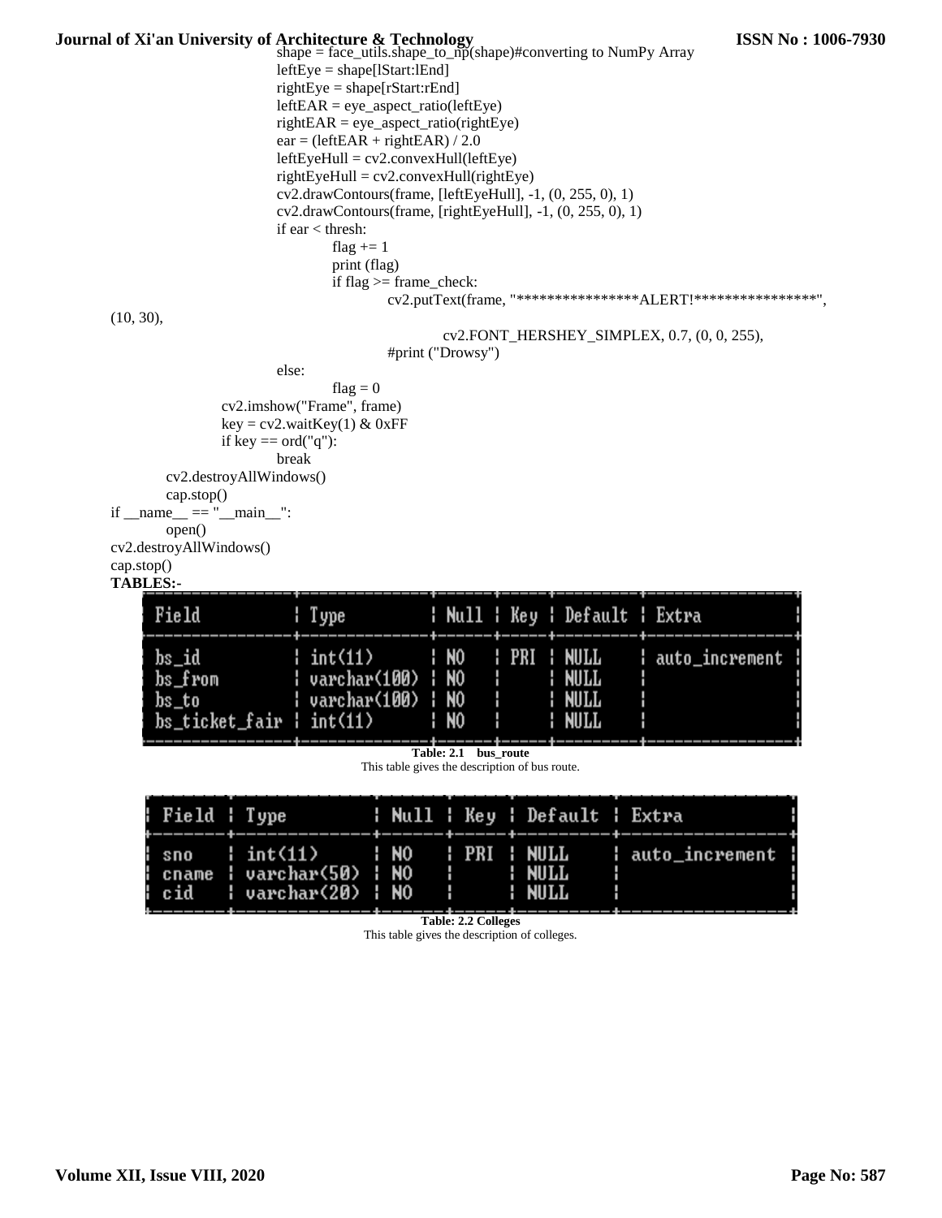```
                shape = face_utils.shape_to_np(shape)#converting to NumPy Array
                leftEye = shape[lStart:lEnd]
                rightEye = shape[rStart:rEnd]
                leftEAR = eye_aspect_ratio(leftEye)
                rightEAR = eye_aspect_ratio(rightEye)
                ear = (leftEAR + rightEAR) / 2.0
                leftEyeHull = cv2.convexHull(leftEye)
                rightEyeHull = cv2.convexHull(rightEye)
                cv2.drawContours(frame, [leftEyeHull], -1, (0, 255, 0), 1)
                cv2.drawContours(frame, [rightEyeHull], -1, (0, 255, 0), 1)
                if ear < thresh:
                    flag += 1
                    print (flag)
                    if flag >= frame_check:
                        cv2.putText(frame, "****************ALERT!****************",
(10, 30),
                            cv2.FONT_HERSHEY_SIMPLEX, 0.7, (0, 0, 255),
                        #print ("Drowsy")
                else:
                    flag = 0
            cv2.imshow("Frame", frame)
            key = cv2.waitKey(1) & 0xFF
            if key == ord("q"):
                break
        cv2.destroyAllWindows()
        cap.stop()
if __name__ == "__main__":
        open()
cv2.destroyAllWindows()
cap.stop()
```

**TABLES:-**

| Field | Type | Null | Key | Default | Extra |
|---|---|---|---|---|---|
| bs_id | int(11) | NO | PRI | NULL | auto_increment |
| bs_from | varchar(100) | NO | | NULL | |
| bs_to | varchar(100) | NO | | NULL | |
| bs_ticket_fair | int(11) | NO | | NULL | |

**Table: 2.1 bus_route**

This table gives the description of bus route.

| Field | Type | Null | Key | Default | Extra |
|---|---|---|---|---|---|
| sno | int(11) | NO | PRI | NULL | auto_increment |
| cname | varchar(50) | NO | | NULL | |
| cid | varchar(20) | NO | | NULL | |

**Table: 2.2 Colleges**

This table gives the description of colleges.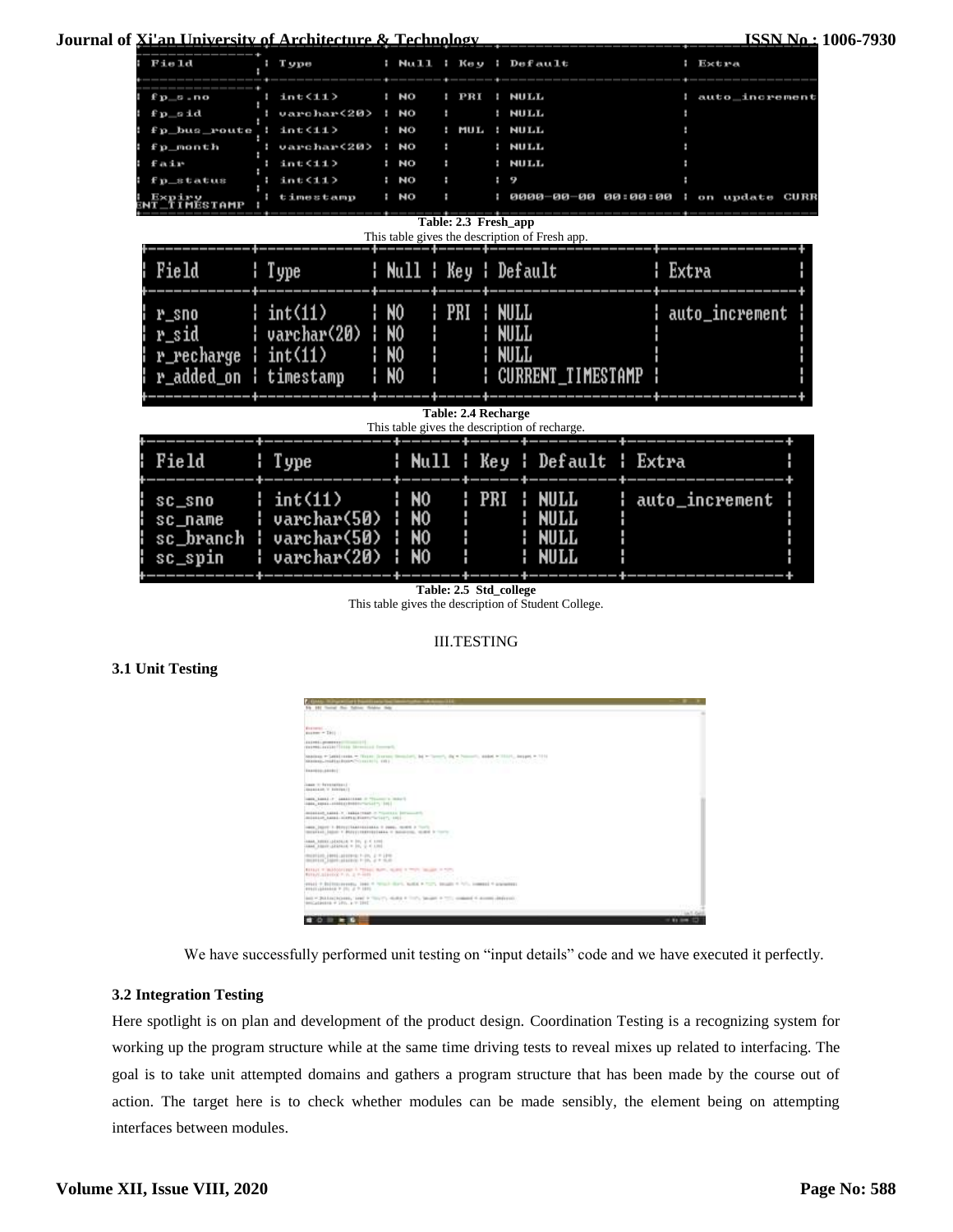| Field | Type | Null | Key | Default | Extra |
|---|---|---|---|---|---|
| fp_s.no | int(11) | NO | PRI | NULL | auto_increment |
| fp_sid | varchar(20) | NO | | NULL | |
| fp_bus_route | int(11) | NO | MUL | NULL | |
| fp_month | varchar(20) | NO | | NULL | |
| fair | int(11) | NO | | NULL | |
| fp_status | int(11) | NO | | 9 | |
| Expiry | timestamp | NO | | 0000-00-00 00:00:00 | on update CURRENT_TIMESTAMP |

**Table: 2.3 Fresh_app**

This table gives the description of Fresh app.

| Field | Type | Null | Key | Default | Extra |
|---|---|---|---|---|---|
| r_sno | int(11) | NO | PRI | NULL | auto_increment |
| r_sid | varchar(20) | NO | | NULL | |
| r_recharge | int(11) | NO | | NULL | |
| r_added_on | timestamp | NO | | CURRENT_TIMESTAMP | |

**Table: 2.4 Recharge**

This table gives the description of recharge.

| Field | Type | Null | Key | Default | Extra |
|---|---|---|---|---|---|
| sc_sno | int(11) | NO | PRI | NULL | auto_increment |
| sc_name | varchar(50) | NO | | NULL | |
| sc_branch | varchar(50) | NO | | NULL | |
| sc_spin | varchar(20) | NO | | NULL | |

**Table: 2.5 Std_college**

This table gives the description of Student College.

## III.TESTING

### 3.1 Unit Testing

We have successfully performed unit testing on "input details" code and we have executed it perfectly.

### 3.2 Integration Testing

Here spotlight is on plan and development of the product design. Coordination Testing is a recognizing system for working up the program structure while at the same time driving tests to reveal mixes up related to interfacing. The goal is to take unit attempted domains and gathers a program structure that has been made by the course out of action. The target here is to check whether modules can be made sensibly, the element being on attempting interfaces between modules.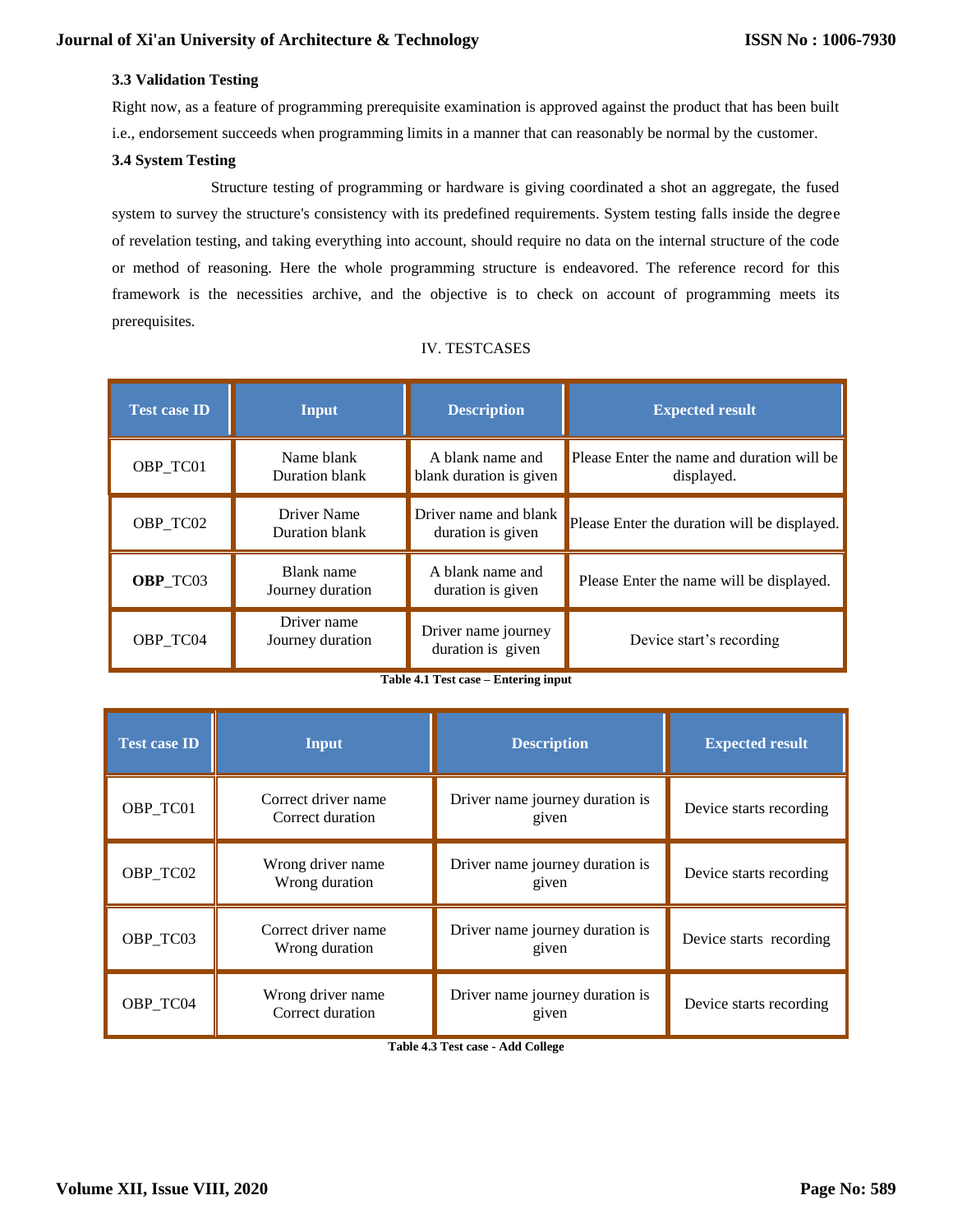### 3.3 Validation Testing

Right now, as a feature of programming prerequisite examination is approved against the product that has been built i.e., endorsement succeeds when programming limits in a manner that can reasonably be normal by the customer.

### 3.4 System Testing

Structure testing of programming or hardware is giving coordinated a shot an aggregate, the fused system to survey the structure's consistency with its predefined requirements. System testing falls inside the degree of revelation testing, and taking everything into account, should require no data on the internal structure of the code or method of reasoning. Here the whole programming structure is endeavored. The reference record for this framework is the necessities archive, and the objective is to check on account of programming meets its prerequisites.

## IV. TESTCASES

| Test case ID | Input | Description | Expected result |
|---|---|---|---|
| OBP_TC01 | Name blank Duration blank | A blank name and blank duration is given | Please Enter the name and duration will be displayed. |
| OBP_TC02 | Driver Name Duration blank | Driver name and blank duration is given | Please Enter the duration will be displayed. |
| **OBP**_TC03 | Blank name Journey duration | A blank name and duration is given | Please Enter the name will be displayed. |
| OBP_TC04 | Driver name Journey duration | Driver name journey duration is given | Device start's recording |

**Table 4.1 Test case – Entering input**

| Test case ID | Input | Description | Expected result |
|---|---|---|---|
| OBP_TC01 | Correct driver name Correct duration | Driver name journey duration is given | Device starts recording |
| OBP_TC02 | Wrong driver name Wrong duration | Driver name journey duration is given | Device starts recording |
| OBP_TC03 | Correct driver name Wrong duration | Driver name journey duration is given | Device starts recording |
| OBP_TC04 | Wrong driver name Correct duration | Driver name journey duration is given | Device starts recording |

**Table 4.3 Test case - Add College**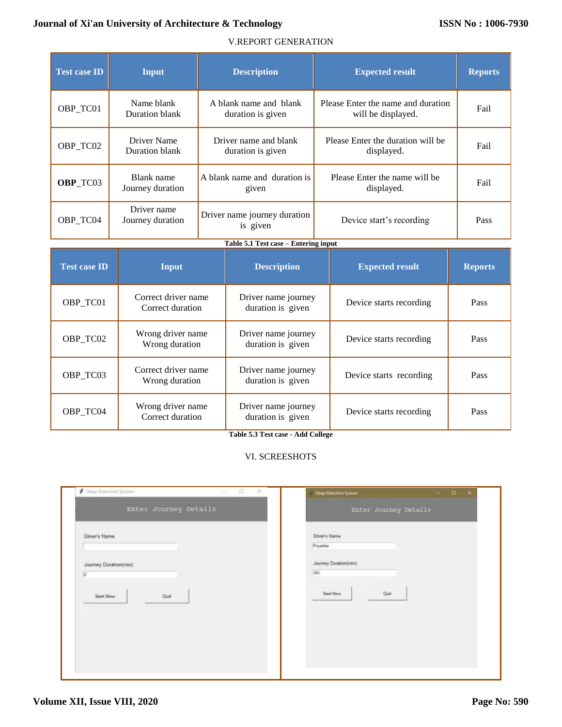## V.REPORT GENERATION

| Test case ID | Input | Description | Expected result | Reports |
|---|---|---|---|---|
| OBP_TC01 | Name blank Duration blank | A blank name and blank duration is given | Please Enter the name and duration will be displayed. | Fail |
| OBP_TC02 | Driver Name Duration blank | Driver name and blank duration is given | Please Enter the duration will be displayed. | Fail |
| **OBP**_TC03 | Blank name Journey duration | A blank name and duration is given | Please Enter the name will be displayed. | Fail |
| OBP_TC04 | Driver name Journey duration | Driver name journey duration is given | Device start's recording | Pass |

**Table 5.1 Test case – Entering input**

| Test case ID | Input | Description | Expected result | Reports |
|---|---|---|---|---|
| OBP_TC01 | Correct driver name Correct duration | Driver name journey duration is given | Device starts recording | Pass |
| OBP_TC02 | Wrong driver name Wrong duration | Driver name journey duration is given | Device starts recording | Pass |
| OBP_TC03 | Correct driver name Wrong duration | Driver name journey duration is given | Device starts recording | Pass |
| OBP_TC04 | Wrong driver name Correct duration | Driver name journey duration is given | Device starts recording | Pass |

**Table 5.3 Test case - Add College**

## VI. SCREESHOTS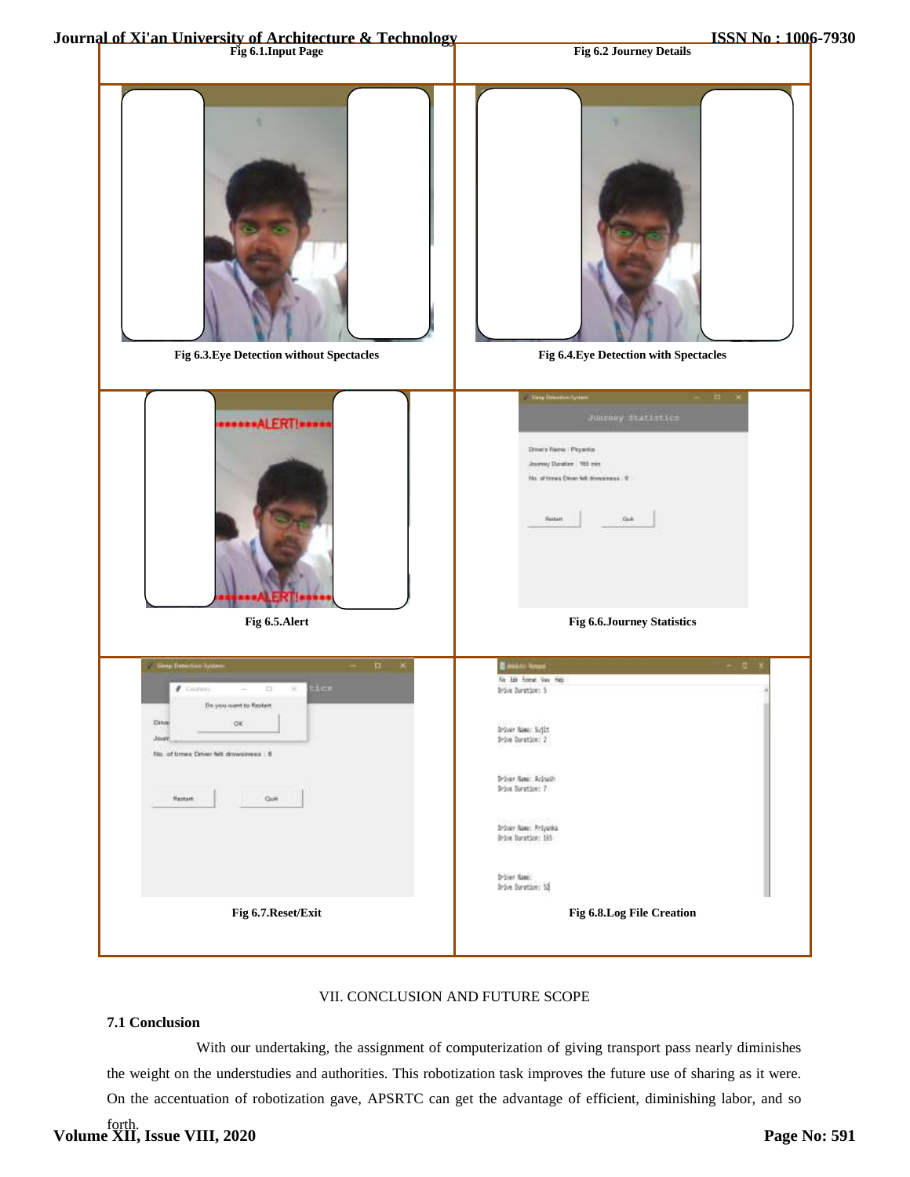Fig 6.1.Input Page

Fig 6.2 Journey Details

Fig 6.3.Eye Detection without Spectacles

Fig 6.4.Eye Detection with Spectacles

Fig 6.5.Alert

Fig 6.6.Journey Statistics

Fig 6.7.Reset/Exit

Fig 6.8.Log File Creation

## VII. CONCLUSION AND FUTURE SCOPE

### 7.1 Conclusion

With our undertaking, the assignment of computerization of giving transport pass nearly diminishes the weight on the understudies and authorities. This robotization task improves the future use of sharing as it were. On the accentuation of robotization gave, APSRTC can get the advantage of efficient, diminishing labor, and so forth.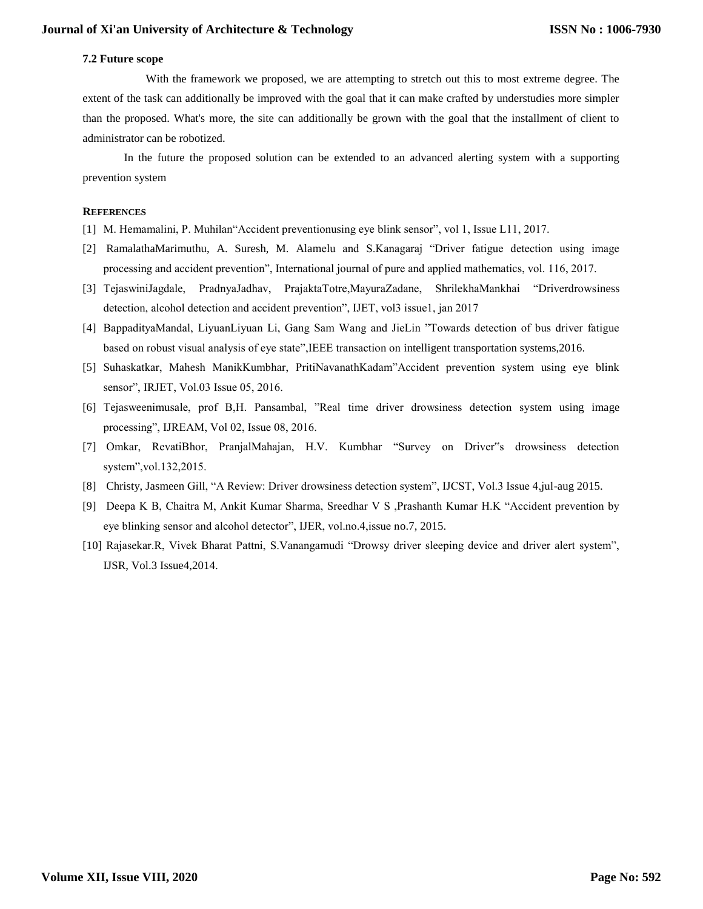### 7.2 Future scope

With the framework we proposed, we are attempting to stretch out this to most extreme degree. The extent of the task can additionally be improved with the goal that it can make crafted by understudies more simpler than the proposed. What's more, the site can additionally be grown with the goal that the installment of client to administrator can be robotized.

In the future the proposed solution can be extended to an advanced alerting system with a supporting prevention system

## REFERENCES

[1] M. Hemamalini, P. Muhilan"Accident preventionusing eye blink sensor", vol 1, Issue L11, 2017.

[2] RamalathaMarimuthu, A. Suresh, M. Alamelu and S.Kanagaraj "Driver fatigue detection using image processing and accident prevention", International journal of pure and applied mathematics, vol. 116, 2017.

[3] TejaswiniJagdale, PradnyaJadhav, PrajaktaTotre,MayuraZadane, ShrilekhaMankhai "Driverdrowsiness detection, alcohol detection and accident prevention", IJET, vol3 issue1, jan 2017

[4] BappadityaMandal, LiyuanLiyuan Li, Gang Sam Wang and JieLin "Towards detection of bus driver fatigue based on robust visual analysis of eye state",IEEE transaction on intelligent transportation systems,2016.

[5] Suhaskatkar, Mahesh ManikKumbhar, PritiNavanathKadam"Accident prevention system using eye blink sensor", IRJET, Vol.03 Issue 05, 2016.

[6] Tejasweenimusale, prof B,H. Pansambal, "Real time driver drowsiness detection system using image processing", IJREAM, Vol 02, Issue 08, 2016.

[7] Omkar, RevatiBhor, PranjalMahajan, H.V. Kumbhar "Survey on Driver"s drowsiness detection system",vol.132,2015.

[8] Christy, Jasmeen Gill, "A Review: Driver drowsiness detection system", IJCST, Vol.3 Issue 4,jul-aug 2015.

[9] Deepa K B, Chaitra M, Ankit Kumar Sharma, Sreedhar V S ,Prashanth Kumar H.K "Accident prevention by eye blinking sensor and alcohol detector", IJER, vol.no.4,issue no.7, 2015.

[10] Rajasekar.R, Vivek Bharat Pattni, S.Vanangamudi "Drowsy driver sleeping device and driver alert system", IJSR, Vol.3 Issue4,2014.